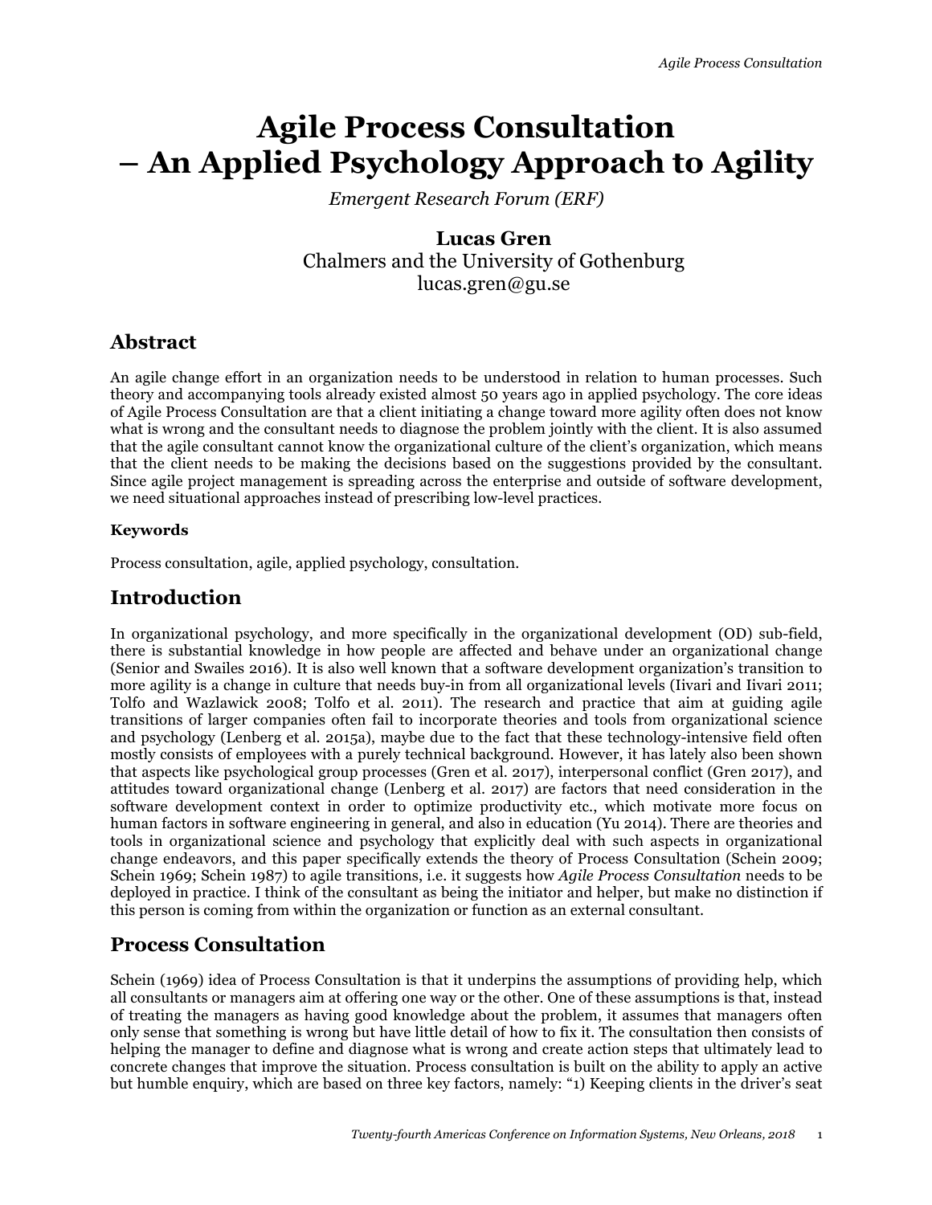# Agile Process Consultation – An Applied Psychology Approach to Agility

*Emergent Research Forum (ERF)*

**Lucas Gren**
Chalmers and the University of Gothenburg
lucas.gren@gu.se

## Abstract

An agile change effort in an organization needs to be understood in relation to human processes. Such theory and accompanying tools already existed almost 50 years ago in applied psychology. The core ideas of Agile Process Consultation are that a client initiating a change toward more agility often does not know what is wrong and the consultant needs to diagnose the problem jointly with the client. It is also assumed that the agile consultant cannot know the organizational culture of the client's organization, which means that the client needs to be making the decisions based on the suggestions provided by the consultant. Since agile project management is spreading across the enterprise and outside of software development, we need situational approaches instead of prescribing low-level practices.

#### Keywords

Process consultation, agile, applied psychology, consultation.

## Introduction

In organizational psychology, and more specifically in the organizational development (OD) sub-field, there is substantial knowledge in how people are affected and behave under an organizational change (Senior and Swailes 2016). It is also well known that a software development organization's transition to more agility is a change in culture that needs buy-in from all organizational levels (Iivari and Iivari 2011; Tolfo and Wazlawick 2008; Tolfo et al. 2011). The research and practice that aim at guiding agile transitions of larger companies often fail to incorporate theories and tools from organizational science and psychology (Lenberg et al. 2015a), maybe due to the fact that these technology-intensive field often mostly consists of employees with a purely technical background. However, it has lately also been shown that aspects like psychological group processes (Gren et al. 2017), interpersonal conflict (Gren 2017), and attitudes toward organizational change (Lenberg et al. 2017) are factors that need consideration in the software development context in order to optimize productivity etc., which motivate more focus on human factors in software engineering in general, and also in education (Yu 2014). There are theories and tools in organizational science and psychology that explicitly deal with such aspects in organizational change endeavors, and this paper specifically extends the theory of Process Consultation (Schein 2009; Schein 1969; Schein 1987) to agile transitions, i.e. it suggests how *Agile Process Consultation* needs to be deployed in practice. I think of the consultant as being the initiator and helper, but make no distinction if this person is coming from within the organization or function as an external consultant.

## Process Consultation

Schein (1969) idea of Process Consultation is that it underpins the assumptions of providing help, which all consultants or managers aim at offering one way or the other. One of these assumptions is that, instead of treating the managers as having good knowledge about the problem, it assumes that managers often only sense that something is wrong but have little detail of how to fix it. The consultation then consists of helping the manager to define and diagnose what is wrong and create action steps that ultimately lead to concrete changes that improve the situation. Process consultation is built on the ability to apply an active but humble enquiry, which are based on three key factors, namely: "1) Keeping clients in the driver's seat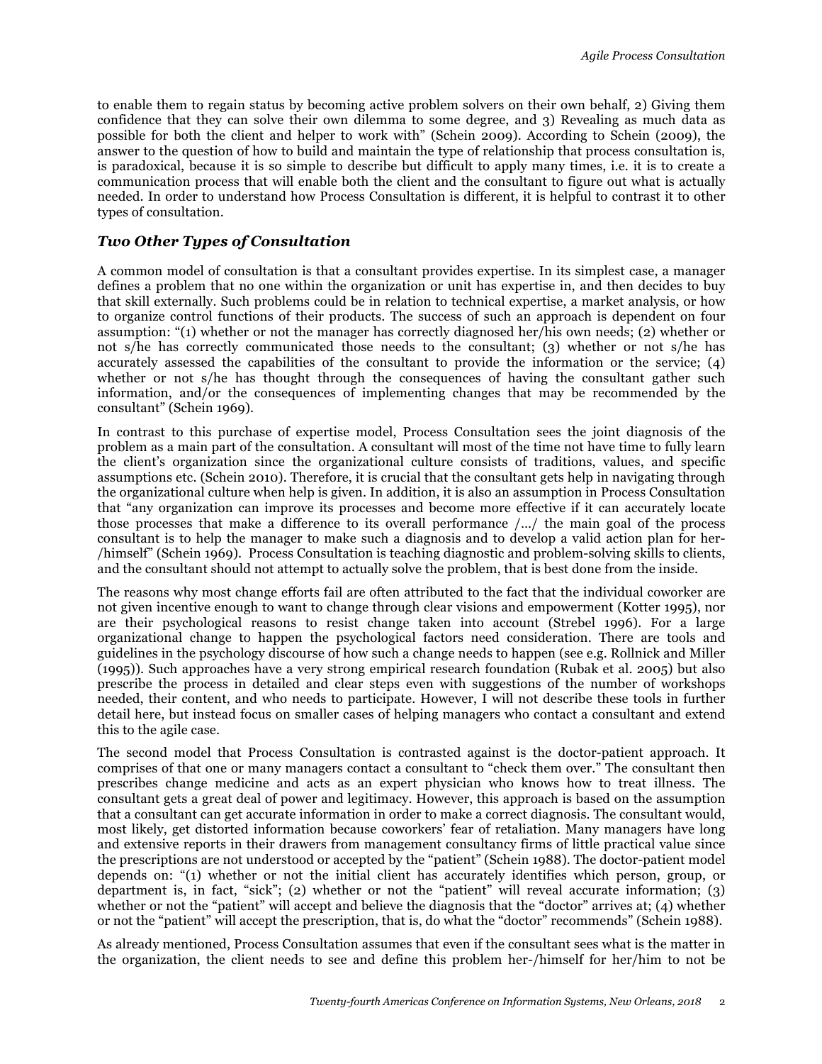to enable them to regain status by becoming active problem solvers on their own behalf, 2) Giving them confidence that they can solve their own dilemma to some degree, and 3) Revealing as much data as possible for both the client and helper to work with" (Schein 2009). According to Schein (2009), the answer to the question of how to build and maintain the type of relationship that process consultation is, is paradoxical, because it is so simple to describe but difficult to apply many times, i.e. it is to create a communication process that will enable both the client and the consultant to figure out what is actually needed. In order to understand how Process Consultation is different, it is helpful to contrast it to other types of consultation.

## *Two Other Types of Consultation*

A common model of consultation is that a consultant provides expertise. In its simplest case, a manager defines a problem that no one within the organization or unit has expertise in, and then decides to buy that skill externally. Such problems could be in relation to technical expertise, a market analysis, or how to organize control functions of their products. The success of such an approach is dependent on four assumption: "(1) whether or not the manager has correctly diagnosed her/his own needs; (2) whether or not s/he has correctly communicated those needs to the consultant; (3) whether or not s/he has accurately assessed the capabilities of the consultant to provide the information or the service; (4) whether or not s/he has thought through the consequences of having the consultant gather such information, and/or the consequences of implementing changes that may be recommended by the consultant" (Schein 1969).

In contrast to this purchase of expertise model, Process Consultation sees the joint diagnosis of the problem as a main part of the consultation. A consultant will most of the time not have time to fully learn the client's organization since the organizational culture consists of traditions, values, and specific assumptions etc. (Schein 2010). Therefore, it is crucial that the consultant gets help in navigating through the organizational culture when help is given. In addition, it is also an assumption in Process Consultation that "any organization can improve its processes and become more effective if it can accurately locate those processes that make a difference to its overall performance /…/ the main goal of the process consultant is to help the manager to make such a diagnosis and to develop a valid action plan for her-/himself" (Schein 1969). Process Consultation is teaching diagnostic and problem-solving skills to clients, and the consultant should not attempt to actually solve the problem, that is best done from the inside.

The reasons why most change efforts fail are often attributed to the fact that the individual coworker are not given incentive enough to want to change through clear visions and empowerment (Kotter 1995), nor are their psychological reasons to resist change taken into account (Strebel 1996). For a large organizational change to happen the psychological factors need consideration. There are tools and guidelines in the psychology discourse of how such a change needs to happen (see e.g. Rollnick and Miller (1995)). Such approaches have a very strong empirical research foundation (Rubak et al. 2005) but also prescribe the process in detailed and clear steps even with suggestions of the number of workshops needed, their content, and who needs to participate. However, I will not describe these tools in further detail here, but instead focus on smaller cases of helping managers who contact a consultant and extend this to the agile case.

The second model that Process Consultation is contrasted against is the doctor-patient approach. It comprises of that one or many managers contact a consultant to "check them over." The consultant then prescribes change medicine and acts as an expert physician who knows how to treat illness. The consultant gets a great deal of power and legitimacy. However, this approach is based on the assumption that a consultant can get accurate information in order to make a correct diagnosis. The consultant would, most likely, get distorted information because coworkers' fear of retaliation. Many managers have long and extensive reports in their drawers from management consultancy firms of little practical value since the prescriptions are not understood or accepted by the "patient" (Schein 1988). The doctor-patient model depends on: "(1) whether or not the initial client has accurately identifies which person, group, or department is, in fact, "sick"; (2) whether or not the "patient" will reveal accurate information; (3) whether or not the "patient" will accept and believe the diagnosis that the "doctor" arrives at; (4) whether or not the "patient" will accept the prescription, that is, do what the "doctor" recommends" (Schein 1988).

As already mentioned, Process Consultation assumes that even if the consultant sees what is the matter in the organization, the client needs to see and define this problem her-/himself for her/him to not be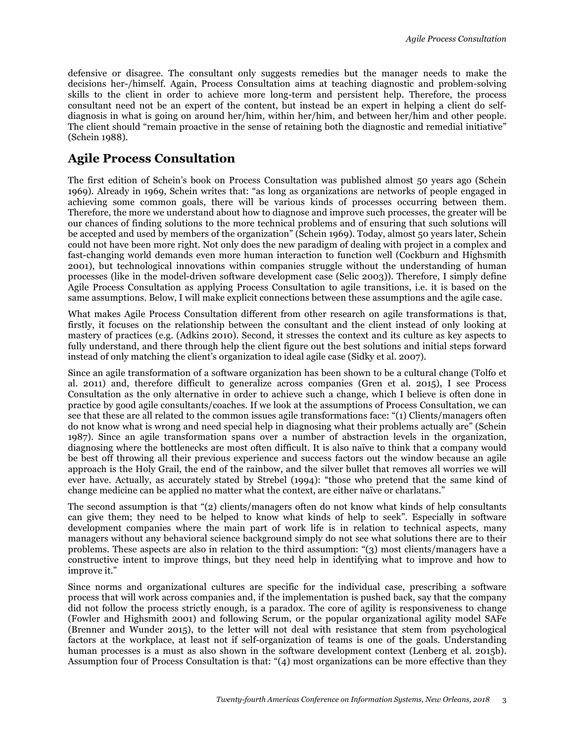defensive or disagree. The consultant only suggests remedies but the manager needs to make the decisions her-/himself. Again, Process Consultation aims at teaching diagnostic and problem-solving skills to the client in order to achieve more long-term and persistent help. Therefore, the process consultant need not be an expert of the content, but instead be an expert in helping a client do self-diagnosis in what is going on around her/him, within her/him, and between her/him and other people. The client should "remain proactive in the sense of retaining both the diagnostic and remedial initiative" (Schein 1988).

## Agile Process Consultation

The first edition of Schein's book on Process Consultation was published almost 50 years ago (Schein 1969). Already in 1969, Schein writes that: "as long as organizations are networks of people engaged in achieving some common goals, there will be various kinds of processes occurring between them. Therefore, the more we understand about how to diagnose and improve such processes, the greater will be our chances of finding solutions to the more technical problems and of ensuring that such solutions will be accepted and used by members of the organization" (Schein 1969). Today, almost 50 years later, Schein could not have been more right. Not only does the new paradigm of dealing with project in a complex and fast-changing world demands even more human interaction to function well (Cockburn and Highsmith 2001), but technological innovations within companies struggle without the understanding of human processes (like in the model-driven software development case (Selic 2003)). Therefore, I simply define Agile Process Consultation as applying Process Consultation to agile transitions, i.e. it is based on the same assumptions. Below, I will make explicit connections between these assumptions and the agile case.

What makes Agile Process Consultation different from other research on agile transformations is that, firstly, it focuses on the relationship between the consultant and the client instead of only looking at mastery of practices (e.g. (Adkins 2010). Second, it stresses the context and its culture as key aspects to fully understand, and there through help the client figure out the best solutions and initial steps forward instead of only matching the client's organization to ideal agile case (Sidky et al. 2007).

Since an agile transformation of a software organization has been shown to be a cultural change (Tolfo et al. 2011) and, therefore difficult to generalize across companies (Gren et al. 2015), I see Process Consultation as the only alternative in order to achieve such a change, which I believe is often done in practice by good agile consultants/coaches. If we look at the assumptions of Process Consultation, we can see that these are all related to the common issues agile transformations face: "(1) Clients/managers often do not know what is wrong and need special help in diagnosing what their problems actually are" (Schein 1987). Since an agile transformation spans over a number of abstraction levels in the organization, diagnosing where the bottlenecks are most often difficult. It is also naïve to think that a company would be best off throwing all their previous experience and success factors out the window because an agile approach is the Holy Grail, the end of the rainbow, and the silver bullet that removes all worries we will ever have. Actually, as accurately stated by Strebel (1994): "those who pretend that the same kind of change medicine can be applied no matter what the context, are either naïve or charlatans."

The second assumption is that "(2) clients/managers often do not know what kinds of help consultants can give them; they need to be helped to know what kinds of help to seek". Especially in software development companies where the main part of work life is in relation to technical aspects, many managers without any behavioral science background simply do not see what solutions there are to their problems. These aspects are also in relation to the third assumption: "(3) most clients/managers have a constructive intent to improve things, but they need help in identifying what to improve and how to improve it."

Since norms and organizational cultures are specific for the individual case, prescribing a software process that will work across companies and, if the implementation is pushed back, say that the company did not follow the process strictly enough, is a paradox. The core of agility is responsiveness to change (Fowler and Highsmith 2001) and following Scrum, or the popular organizational agility model SAFe (Brenner and Wunder 2015), to the letter will not deal with resistance that stem from psychological factors at the workplace, at least not if self-organization of teams is one of the goals. Understanding human processes is a must as also shown in the software development context (Lenberg et al. 2015b). Assumption four of Process Consultation is that: "(4) most organizations can be more effective than they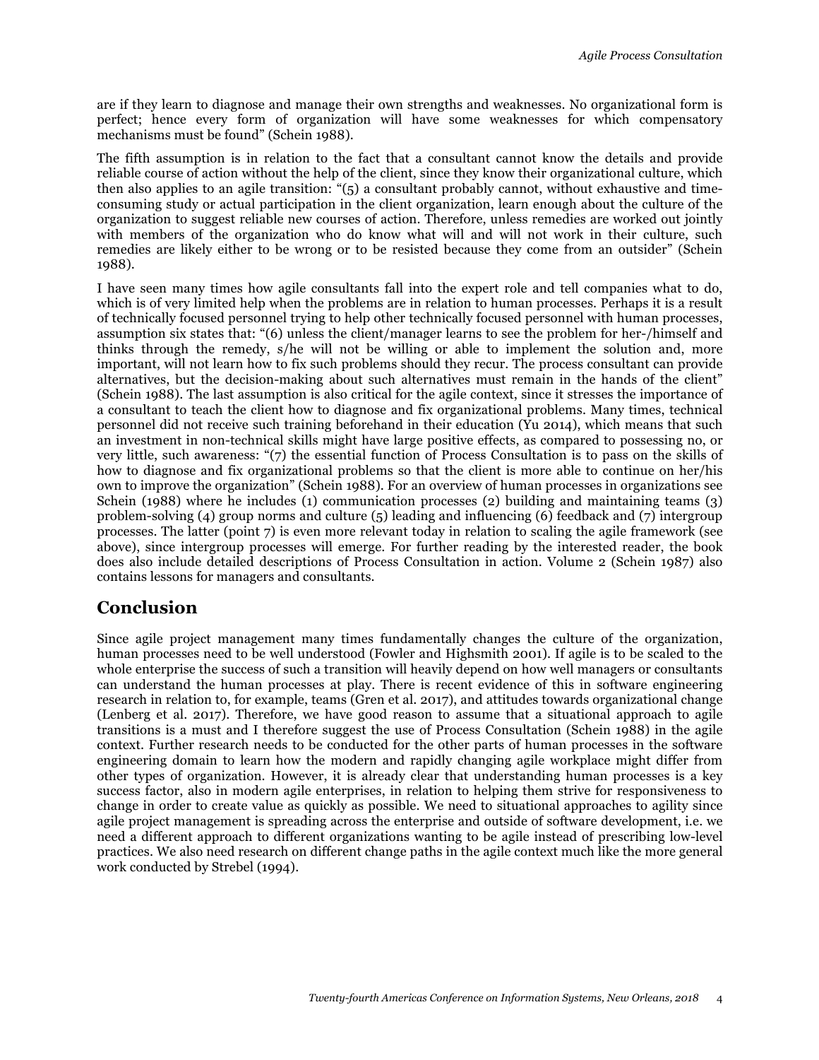are if they learn to diagnose and manage their own strengths and weaknesses. No organizational form is perfect; hence every form of organization will have some weaknesses for which compensatory mechanisms must be found" (Schein 1988).

The fifth assumption is in relation to the fact that a consultant cannot know the details and provide reliable course of action without the help of the client, since they know their organizational culture, which then also applies to an agile transition: "(5) a consultant probably cannot, without exhaustive and time-consuming study or actual participation in the client organization, learn enough about the culture of the organization to suggest reliable new courses of action. Therefore, unless remedies are worked out jointly with members of the organization who do know what will and will not work in their culture, such remedies are likely either to be wrong or to be resisted because they come from an outsider" (Schein 1988).

I have seen many times how agile consultants fall into the expert role and tell companies what to do, which is of very limited help when the problems are in relation to human processes. Perhaps it is a result of technically focused personnel trying to help other technically focused personnel with human processes, assumption six states that: "(6) unless the client/manager learns to see the problem for her-/himself and thinks through the remedy, s/he will not be willing or able to implement the solution and, more important, will not learn how to fix such problems should they recur. The process consultant can provide alternatives, but the decision-making about such alternatives must remain in the hands of the client" (Schein 1988). The last assumption is also critical for the agile context, since it stresses the importance of a consultant to teach the client how to diagnose and fix organizational problems. Many times, technical personnel did not receive such training beforehand in their education (Yu 2014), which means that such an investment in non-technical skills might have large positive effects, as compared to possessing no, or very little, such awareness: "(7) the essential function of Process Consultation is to pass on the skills of how to diagnose and fix organizational problems so that the client is more able to continue on her/his own to improve the organization" (Schein 1988). For an overview of human processes in organizations see Schein (1988) where he includes (1) communication processes (2) building and maintaining teams (3) problem-solving (4) group norms and culture (5) leading and influencing (6) feedback and (7) intergroup processes. The latter (point 7) is even more relevant today in relation to scaling the agile framework (see above), since intergroup processes will emerge. For further reading by the interested reader, the book does also include detailed descriptions of Process Consultation in action. Volume 2 (Schein 1987) also contains lessons for managers and consultants.

## Conclusion

Since agile project management many times fundamentally changes the culture of the organization, human processes need to be well understood (Fowler and Highsmith 2001). If agile is to be scaled to the whole enterprise the success of such a transition will heavily depend on how well managers or consultants can understand the human processes at play. There is recent evidence of this in software engineering research in relation to, for example, teams (Gren et al. 2017), and attitudes towards organizational change (Lenberg et al. 2017). Therefore, we have good reason to assume that a situational approach to agile transitions is a must and I therefore suggest the use of Process Consultation (Schein 1988) in the agile context. Further research needs to be conducted for the other parts of human processes in the software engineering domain to learn how the modern and rapidly changing agile workplace might differ from other types of organization. However, it is already clear that understanding human processes is a key success factor, also in modern agile enterprises, in relation to helping them strive for responsiveness to change in order to create value as quickly as possible. We need to situational approaches to agility since agile project management is spreading across the enterprise and outside of software development, i.e. we need a different approach to different organizations wanting to be agile instead of prescribing low-level practices. We also need research on different change paths in the agile context much like the more general work conducted by Strebel (1994).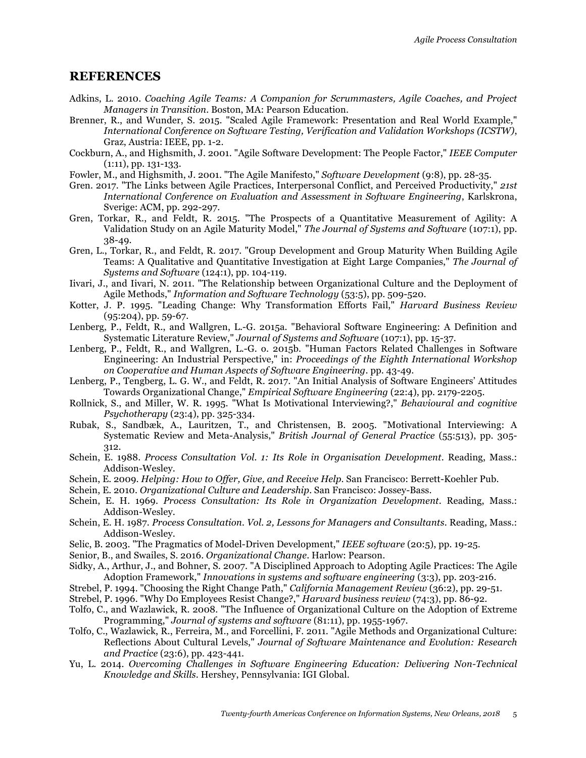## REFERENCES

Adkins, L. 2010. *Coaching Agile Teams: A Companion for Scrummasters, Agile Coaches, and Project Managers in Transition*. Boston, MA: Pearson Education.

Brenner, R., and Wunder, S. 2015. "Scaled Agile Framework: Presentation and Real World Example," *International Conference on Software Testing, Verification and Validation Workshops (ICSTW)*, Graz, Austria: IEEE, pp. 1-2.

Cockburn, A., and Highsmith, J. 2001. "Agile Software Development: The People Factor," *IEEE Computer* (1:11), pp. 131-133.

Fowler, M., and Highsmith, J. 2001. "The Agile Manifesto," *Software Development* (9:8), pp. 28-35.

Gren. 2017. "The Links between Agile Practices, Interpersonal Conflict, and Perceived Productivity," *21st International Conference on Evaluation and Assessment in Software Engineering*, Karlskrona, Sverige: ACM, pp. 292-297.

Gren, Torkar, R., and Feldt, R. 2015. "The Prospects of a Quantitative Measurement of Agility: A Validation Study on an Agile Maturity Model," *The Journal of Systems and Software* (107:1), pp. 38-49.

Gren, L., Torkar, R., and Feldt, R. 2017. "Group Development and Group Maturity When Building Agile Teams: A Qualitative and Quantitative Investigation at Eight Large Companies," *The Journal of Systems and Software* (124:1), pp. 104-119.

Iivari, J., and Iivari, N. 2011. "The Relationship between Organizational Culture and the Deployment of Agile Methods," *Information and Software Technology* (53:5), pp. 509-520.

Kotter, J. P. 1995. "Leading Change: Why Transformation Efforts Fail," *Harvard Business Review* (95:204), pp. 59-67.

Lenberg, P., Feldt, R., and Wallgren, L.-G. 2015a. "Behavioral Software Engineering: A Definition and Systematic Literature Review," *Journal of Systems and Software* (107:1), pp. 15-37.

Lenberg, P., Feldt, R., and Wallgren, L.-G. o. 2015b. "Human Factors Related Challenges in Software Engineering: An Industrial Perspective," in: *Proceedings of the Eighth International Workshop on Cooperative and Human Aspects of Software Engineering*. pp. 43-49.

Lenberg, P., Tengberg, L. G. W., and Feldt, R. 2017. "An Initial Analysis of Software Engineers' Attitudes Towards Organizational Change," *Empirical Software Engineering* (22:4), pp. 2179-2205.

Rollnick, S., and Miller, W. R. 1995. "What Is Motivational Interviewing?," *Behavioural and cognitive Psychotherapy* (23:4), pp. 325-334.

Rubak, S., Sandbæk, A., Lauritzen, T., and Christensen, B. 2005. "Motivational Interviewing: A Systematic Review and Meta-Analysis," *British Journal of General Practice* (55:513), pp. 305-312.

Schein, E. 1988. *Process Consultation Vol. 1: Its Role in Organisation Development*. Reading, Mass.: Addison-Wesley.

Schein, E. 2009. *Helping: How to Offer, Give, and Receive Help*. San Francisco: Berrett-Koehler Pub.

Schein, E. 2010. *Organizational Culture and Leadership*. San Francisco: Jossey-Bass.

Schein, E. H. 1969. *Process Consultation: Its Role in Organization Development*. Reading, Mass.: Addison-Wesley.

Schein, E. H. 1987. *Process Consultation. Vol. 2, Lessons for Managers and Consultants*. Reading, Mass.: Addison-Wesley.

Selic, B. 2003. "The Pragmatics of Model-Driven Development," *IEEE software* (20:5), pp. 19-25.

Senior, B., and Swailes, S. 2016. *Organizational Change*. Harlow: Pearson.

Sidky, A., Arthur, J., and Bohner, S. 2007. "A Disciplined Approach to Adopting Agile Practices: The Agile Adoption Framework," *Innovations in systems and software engineering* (3:3), pp. 203-216.

Strebel, P. 1994. "Choosing the Right Change Path," *California Management Review* (36:2), pp. 29-51.

Strebel, P. 1996. "Why Do Employees Resist Change?," *Harvard business review* (74:3), pp. 86-92.

Tolfo, C., and Wazlawick, R. 2008. "The Influence of Organizational Culture on the Adoption of Extreme Programming," *Journal of systems and software* (81:11), pp. 1955-1967.

Tolfo, C., Wazlawick, R., Ferreira, M., and Forcellini, F. 2011. "Agile Methods and Organizational Culture: Reflections About Cultural Levels," *Journal of Software Maintenance and Evolution: Research and Practice* (23:6), pp. 423-441.

Yu, L. 2014. *Overcoming Challenges in Software Engineering Education: Delivering Non-Technical Knowledge and Skills*. Hershey, Pennsylvania: IGI Global.